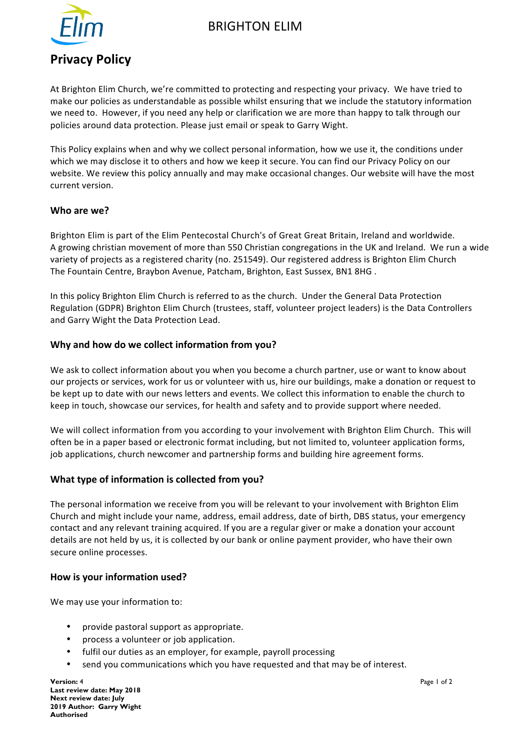BRIGHTON ELIM

# Privacy Policy

At Brighton Elim Church, we're committed to protecting and respecting your privacy. We have tried to make our policies as understandable as possible whilst ensuring that we include the statutory information we need to. However, if you need any help or clarification we are more than happy to talk through our policies around data protection. Please just email or speak to Garry Wight.

This Policy explains when and why we collect personal information, how we use it, the conditions under which we may disclose it to others and how we keep it secure. You can find our Privacy Policy on our website. We review this policy annually and may make occasional changes. Our website will have the most current version.

## Who are we?

Brighton Elim is part of the Elim Pentecostal Church's of Great Great Britain, Ireland and worldwide. A growing christian movement of more than 550 Christian congregations in the UK and Ireland. We run a wide variety of projects as a registered charity (no. 251549). Our registered address is Brighton Elim Church The Fountain Centre, Braybon Avenue, Patcham, Brighton, East Sussex, BN1 8HG .

In this policy Brighton Elim Church is referred to as the church. Under the General Data Protection Regulation (GDPR) Brighton Elim Church (trustees, staff, volunteer project leaders) is the Data Controllers and Garry Wight the Data Protection Lead.

## Why and how do we collect information from you?

We ask to collect information about you when you become a church partner, use or want to know about our projects or services, work for us or volunteer with us, hire our buildings, make a donation or request to be kept up to date with our news letters and events. We collect this information to enable the church to keep in touch, showcase our services, for health and safety and to provide support where needed.

We will collect information from you according to your involvement with Brighton Elim Church. This will often be in a paper based or electronic format including, but not limited to, volunteer application forms, job applications, church newcomer and partnership forms and building hire agreement forms.

## What type of information is collected from you?

The personal information we receive from you will be relevant to your involvement with Brighton Elim Church and might include your name, address, email address, date of birth, DBS status, your emergency contact and any relevant training acquired. If you are a regular giver or make a donation your account details are not held by us, it is collected by our bank or online payment provider, who have their own secure online processes.

## How is your information used?

We may use your information to:

- provide pastoral support as appropriate.
- process a volunteer or job application.
- fulfil our duties as an employer, for example, payroll processing
- send you communications which you have requested and that may be of interest.

**Version:** 4
**Last review date: May 2018**
**Next review date: July 2019 Author: Garry Wight**
**Authorised**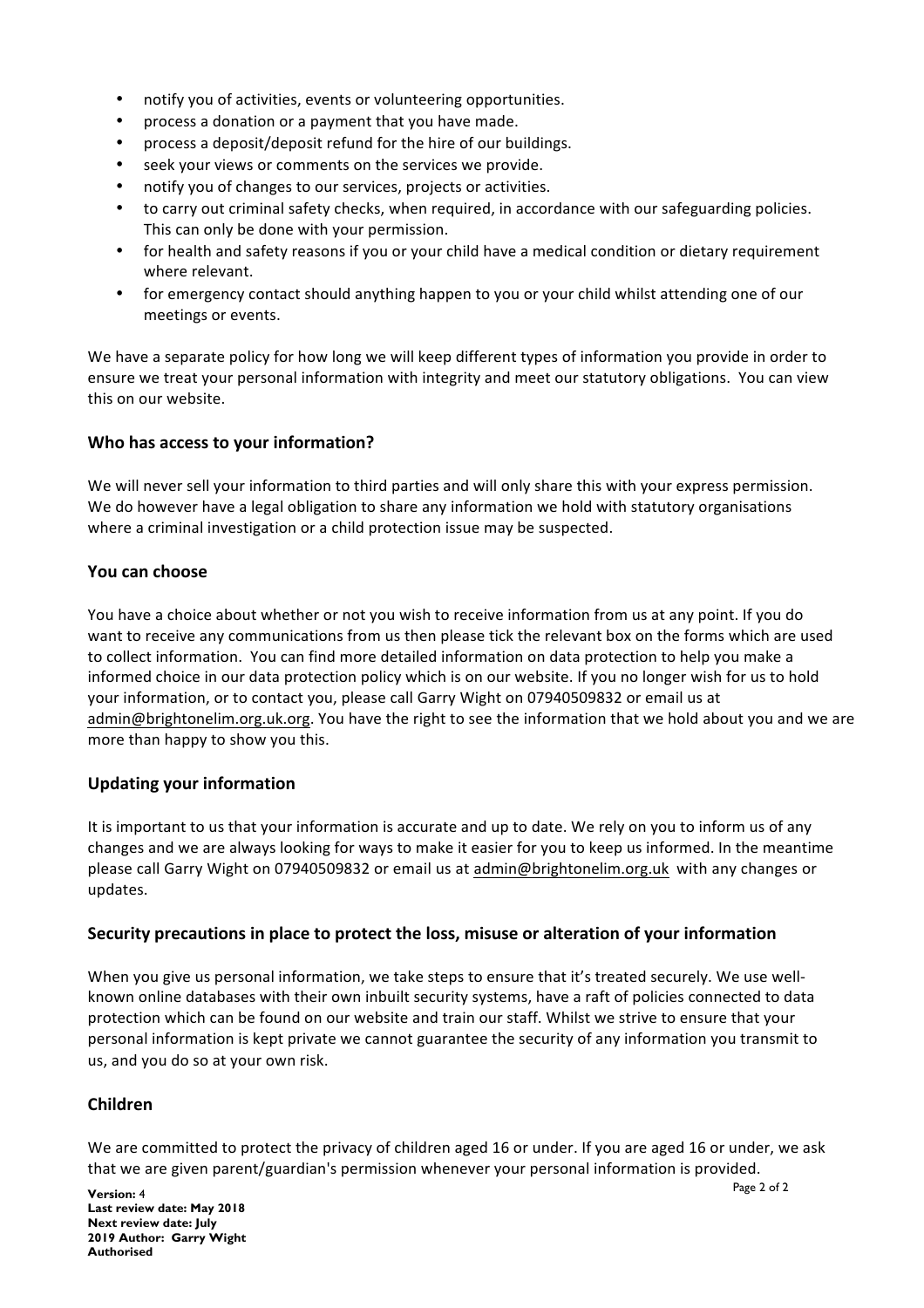- notify you of activities, events or volunteering opportunities.
- process a donation or a payment that you have made.
- process a deposit/deposit refund for the hire of our buildings.
- seek your views or comments on the services we provide.
- notify you of changes to our services, projects or activities.
- to carry out criminal safety checks, when required, in accordance with our safeguarding policies. This can only be done with your permission.
- for health and safety reasons if you or your child have a medical condition or dietary requirement where relevant.
- for emergency contact should anything happen to you or your child whilst attending one of our meetings or events.

We have a separate policy for how long we will keep different types of information you provide in order to ensure we treat your personal information with integrity and meet our statutory obligations. You can view this on our website.

### Who has access to your information?

We will never sell your information to third parties and will only share this with your express permission. We do however have a legal obligation to share any information we hold with statutory organisations where a criminal investigation or a child protection issue may be suspected.

### You can choose

You have a choice about whether or not you wish to receive information from us at any point. If you do want to receive any communications from us then please tick the relevant box on the forms which are used to collect information. You can find more detailed information on data protection to help you make a informed choice in our data protection policy which is on our website. If you no longer wish for us to hold your information, or to contact you, please call Garry Wight on 07940509832 or email us at admin@brightonelim.org.uk.org. You have the right to see the information that we hold about you and we are more than happy to show you this.

### Updating your information

It is important to us that your information is accurate and up to date. We rely on you to inform us of any changes and we are always looking for ways to make it easier for you to keep us informed. In the meantime please call Garry Wight on 07940509832 or email us at admin@brightonelim.org.uk with any changes or updates.

### Security precautions in place to protect the loss, misuse or alteration of your information

When you give us personal information, we take steps to ensure that it's treated securely. We use well-known online databases with their own inbuilt security systems, have a raft of policies connected to data protection which can be found on our website and train our staff. Whilst we strive to ensure that your personal information is kept private we cannot guarantee the security of any information you transmit to us, and you do so at your own risk.

### Children

We are committed to protect the privacy of children aged 16 or under. If you are aged 16 or under, we ask that we are given parent/guardian's permission whenever your personal information is provided.

**Version:** 4
**Last review date: May 2018**
**Next review date: July 2019 Author: Garry Wight**
**Authorised**